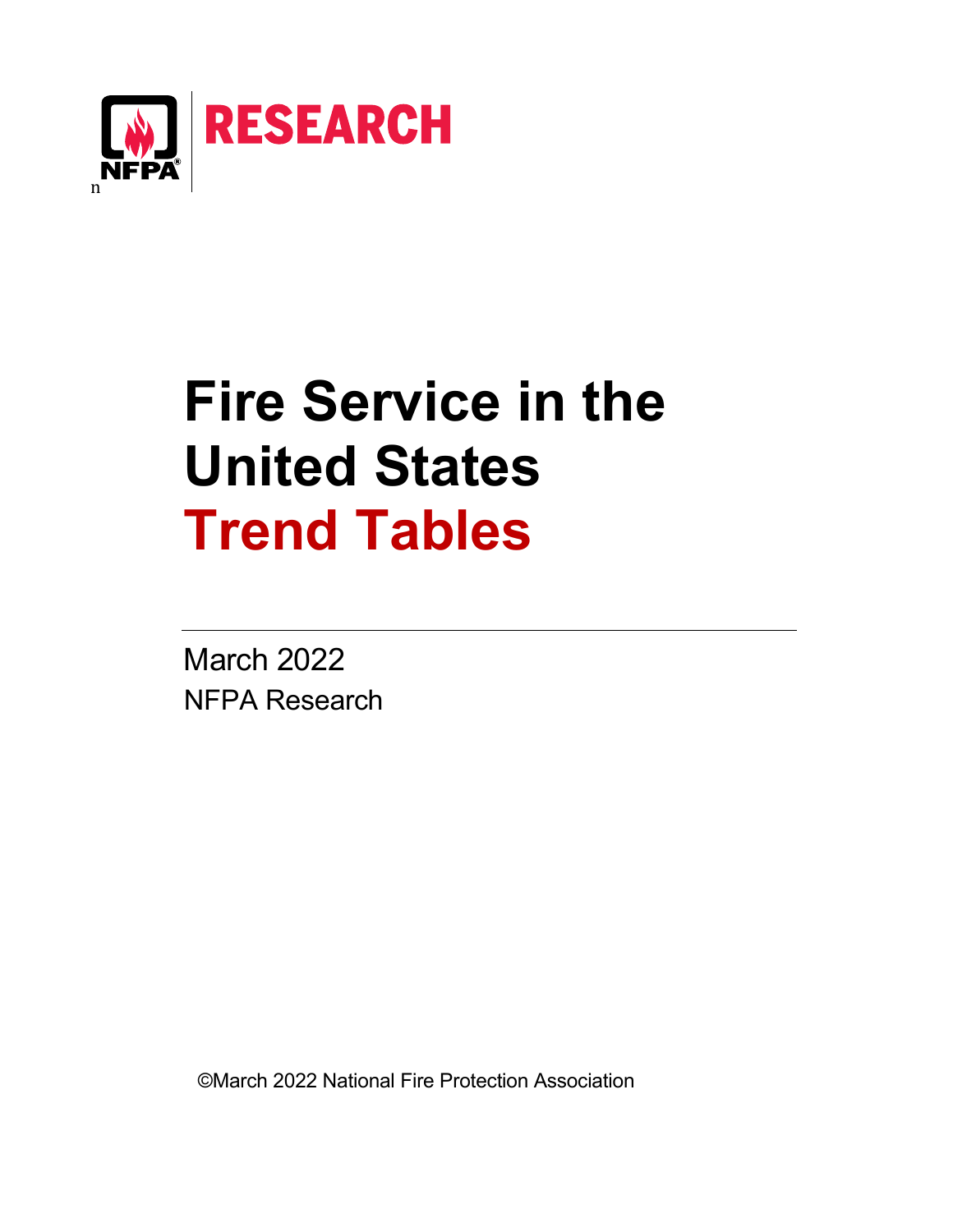NFPA RESEARCH

# Fire Service in the United States

# Trend Tables

March 2022

NFPA Research

©March 2022 National Fire Protection Association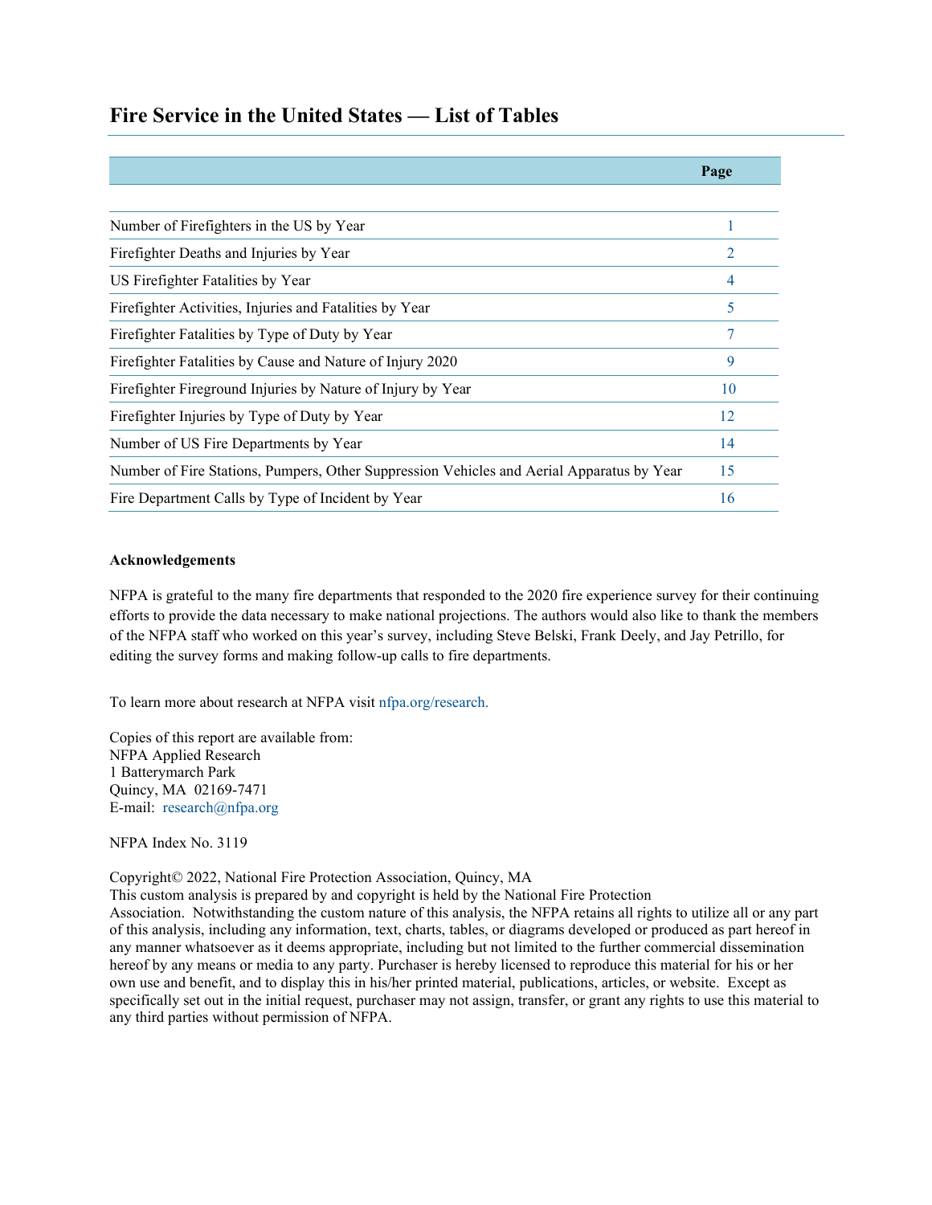# Fire Service in the United States — List of Tables

| | Page |
|---|---|
| Number of Firefighters in the US by Year | 1 |
| Firefighter Deaths and Injuries by Year | 2 |
| US Firefighter Fatalities by Year | 4 |
| Firefighter Activities, Injuries and Fatalities by Year | 5 |
| Firefighter Fatalities by Type of Duty by Year | 7 |
| Firefighter Fatalities by Cause and Nature of Injury 2020 | 9 |
| Firefighter Fireground Injuries by Nature of Injury by Year | 10 |
| Firefighter Injuries by Type of Duty by Year | 12 |
| Number of US Fire Departments by Year | 14 |
| Number of Fire Stations, Pumpers, Other Suppression Vehicles and Aerial Apparatus by Year | 15 |
| Fire Department Calls by Type of Incident by Year | 16 |

**Acknowledgements**

NFPA is grateful to the many fire departments that responded to the 2020 fire experience survey for their continuing efforts to provide the data necessary to make national projections. The authors would also like to thank the members of the NFPA staff who worked on this year's survey, including Steve Belski, Frank Deely, and Jay Petrillo, for editing the survey forms and making follow-up calls to fire departments.

To learn more about research at NFPA visit nfpa.org/research.

Copies of this report are available from:
NFPA Applied Research
1 Batterymarch Park
Quincy, MA 02169-7471
E-mail: research@nfpa.org

NFPA Index No. 3119

Copyright© 2022, National Fire Protection Association, Quincy, MA
This custom analysis is prepared by and copyright is held by the National Fire Protection Association. Notwithstanding the custom nature of this analysis, the NFPA retains all rights to utilize all or any part of this analysis, including any information, text, charts, tables, or diagrams developed or produced as part hereof in any manner whatsoever as it deems appropriate, including but not limited to the further commercial dissemination hereof by any means or media to any party. Purchaser is hereby licensed to reproduce this material for his or her own use and benefit, and to display this in his/her printed material, publications, articles, or website. Except as specifically set out in the initial request, purchaser may not assign, transfer, or grant any rights to use this material to any third parties without permission of NFPA.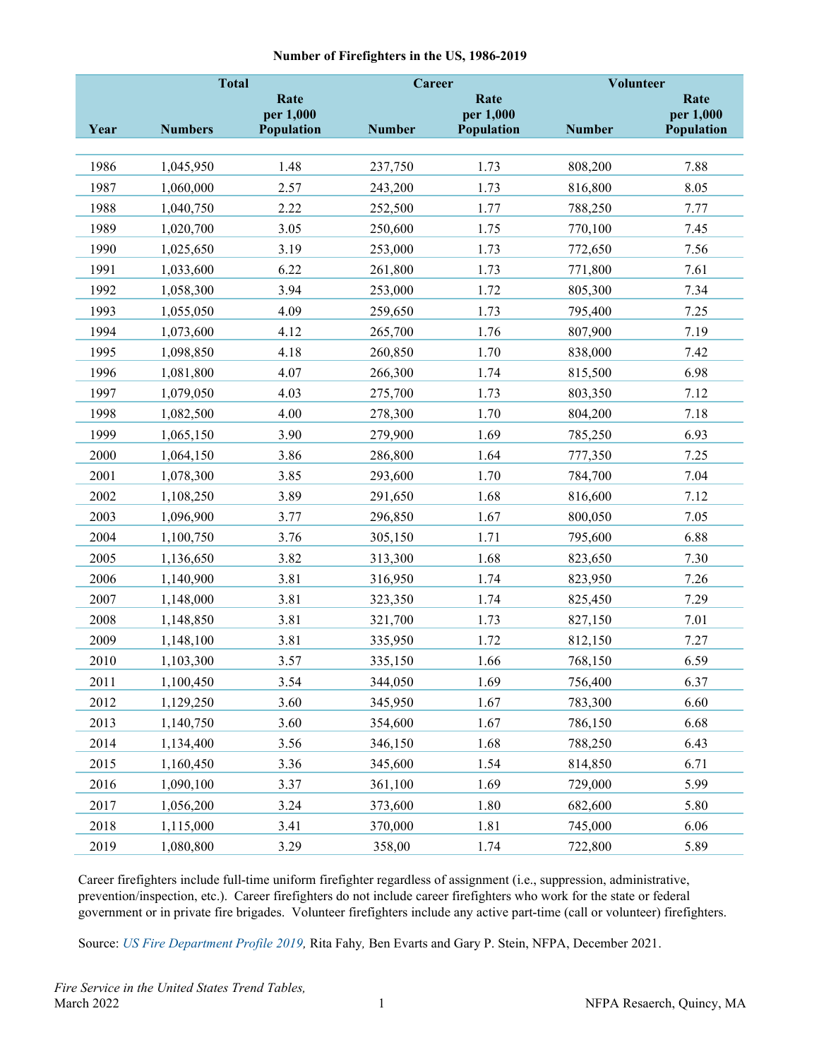**Number of Firefighters in the US, 1986-2019**

| | Total | | Career | | Volunteer | |
|---|---|---|---|---|---|---|
| Year | Numbers | Rate per 1,000 Population | Number | Rate per 1,000 Population | Number | Rate per 1,000 Population |
| 1986 | 1,045,950 | 1.48 | 237,750 | 1.73 | 808,200 | 7.88 |
| 1987 | 1,060,000 | 2.57 | 243,200 | 1.73 | 816,800 | 8.05 |
| 1988 | 1,040,750 | 2.22 | 252,500 | 1.77 | 788,250 | 7.77 |
| 1989 | 1,020,700 | 3.05 | 250,600 | 1.75 | 770,100 | 7.45 |
| 1990 | 1,025,650 | 3.19 | 253,000 | 1.73 | 772,650 | 7.56 |
| 1991 | 1,033,600 | 6.22 | 261,800 | 1.73 | 771,800 | 7.61 |
| 1992 | 1,058,300 | 3.94 | 253,000 | 1.72 | 805,300 | 7.34 |
| 1993 | 1,055,050 | 4.09 | 259,650 | 1.73 | 795,400 | 7.25 |
| 1994 | 1,073,600 | 4.12 | 265,700 | 1.76 | 807,900 | 7.19 |
| 1995 | 1,098,850 | 4.18 | 260,850 | 1.70 | 838,000 | 7.42 |
| 1996 | 1,081,800 | 4.07 | 266,300 | 1.74 | 815,500 | 6.98 |
| 1997 | 1,079,050 | 4.03 | 275,700 | 1.73 | 803,350 | 7.12 |
| 1998 | 1,082,500 | 4.00 | 278,300 | 1.70 | 804,200 | 7.18 |
| 1999 | 1,065,150 | 3.90 | 279,900 | 1.69 | 785,250 | 6.93 |
| 2000 | 1,064,150 | 3.86 | 286,800 | 1.64 | 777,350 | 7.25 |
| 2001 | 1,078,300 | 3.85 | 293,600 | 1.70 | 784,700 | 7.04 |
| 2002 | 1,108,250 | 3.89 | 291,650 | 1.68 | 816,600 | 7.12 |
| 2003 | 1,096,900 | 3.77 | 296,850 | 1.67 | 800,050 | 7.05 |
| 2004 | 1,100,750 | 3.76 | 305,150 | 1.71 | 795,600 | 6.88 |
| 2005 | 1,136,650 | 3.82 | 313,300 | 1.68 | 823,650 | 7.30 |
| 2006 | 1,140,900 | 3.81 | 316,950 | 1.74 | 823,950 | 7.26 |
| 2007 | 1,148,000 | 3.81 | 323,350 | 1.74 | 825,450 | 7.29 |
| 2008 | 1,148,850 | 3.81 | 321,700 | 1.73 | 827,150 | 7.01 |
| 2009 | 1,148,100 | 3.81 | 335,950 | 1.72 | 812,150 | 7.27 |
| 2010 | 1,103,300 | 3.57 | 335,150 | 1.66 | 768,150 | 6.59 |
| 2011 | 1,100,450 | 3.54 | 344,050 | 1.69 | 756,400 | 6.37 |
| 2012 | 1,129,250 | 3.60 | 345,950 | 1.67 | 783,300 | 6.60 |
| 2013 | 1,140,750 | 3.60 | 354,600 | 1.67 | 786,150 | 6.68 |
| 2014 | 1,134,400 | 3.56 | 346,150 | 1.68 | 788,250 | 6.43 |
| 2015 | 1,160,450 | 3.36 | 345,600 | 1.54 | 814,850 | 6.71 |
| 2016 | 1,090,100 | 3.37 | 361,100 | 1.69 | 729,000 | 5.99 |
| 2017 | 1,056,200 | 3.24 | 373,600 | 1.80 | 682,600 | 5.80 |
| 2018 | 1,115,000 | 3.41 | 370,000 | 1.81 | 745,000 | 6.06 |
| 2019 | 1,080,800 | 3.29 | 358,00 | 1.74 | 722,800 | 5.89 |

Career firefighters include full-time uniform firefighter regardless of assignment (i.e., suppression, administrative, prevention/inspection, etc.). Career firefighters do not include career firefighters who work for the state or federal government or in private fire brigades. Volunteer firefighters include any active part-time (call or volunteer) firefighters.

Source: *US Fire Department Profile 2019,* Rita Fahy*,* Ben Evarts and Gary P. Stein, NFPA, December 2021.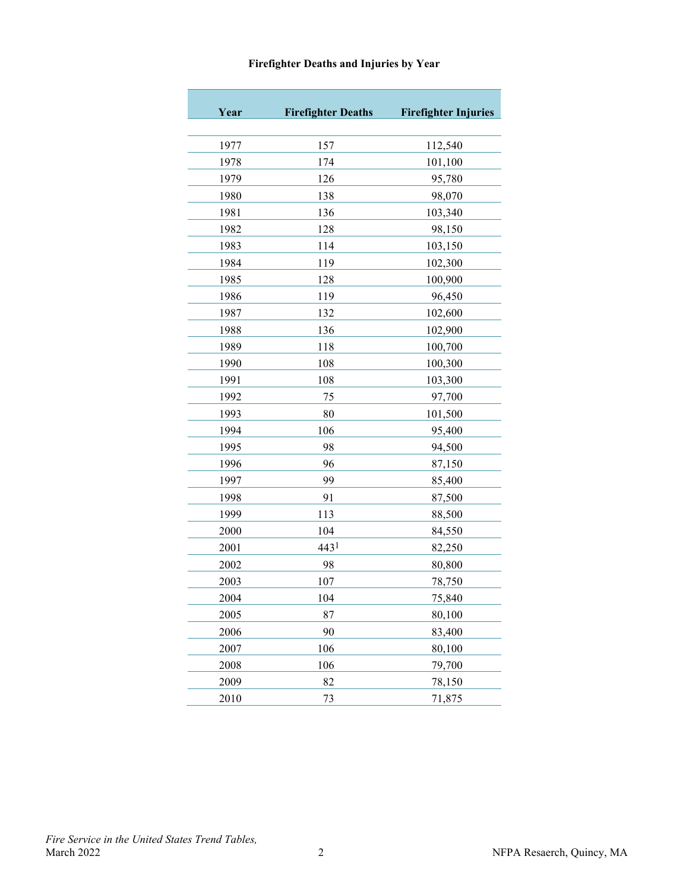**Firefighter Deaths and Injuries by Year**

| Year | Firefighter Deaths | Firefighter Injuries |
|---|---|---|
| 1977 | 157 | 112,540 |
| 1978 | 174 | 101,100 |
| 1979 | 126 | 95,780 |
| 1980 | 138 | 98,070 |
| 1981 | 136 | 103,340 |
| 1982 | 128 | 98,150 |
| 1983 | 114 | 103,150 |
| 1984 | 119 | 102,300 |
| 1985 | 128 | 100,900 |
| 1986 | 119 | 96,450 |
| 1987 | 132 | 102,600 |
| 1988 | 136 | 102,900 |
| 1989 | 118 | 100,700 |
| 1990 | 108 | 100,300 |
| 1991 | 108 | 103,300 |
| 1992 | 75 | 97,700 |
| 1993 | 80 | 101,500 |
| 1994 | 106 | 95,400 |
| 1995 | 98 | 94,500 |
| 1996 | 96 | 87,150 |
| 1997 | 99 | 85,400 |
| 1998 | 91 | 87,500 |
| 1999 | 113 | 88,500 |
| 2000 | 104 | 84,550 |
| 2001 | 443[1] | 82,250 |
| 2002 | 98 | 80,800 |
| 2003 | 107 | 78,750 |
| 2004 | 104 | 75,840 |
| 2005 | 87 | 80,100 |
| 2006 | 90 | 83,400 |
| 2007 | 106 | 80,100 |
| 2008 | 106 | 79,700 |
| 2009 | 82 | 78,150 |
| 2010 | 73 | 71,875 |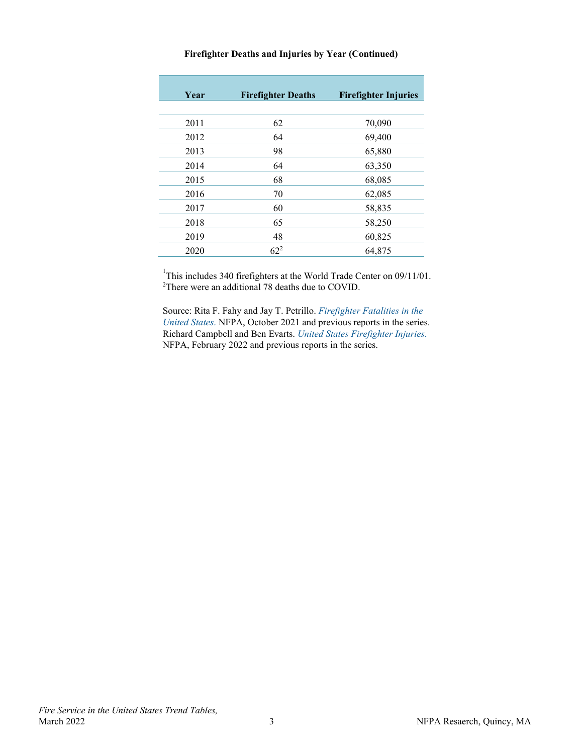**Firefighter Deaths and Injuries by Year (Continued)**

| Year | Firefighter Deaths | Firefighter Injuries |
|---|---|---|
| 2011 | 62 | 70,090 |
| 2012 | 64 | 69,400 |
| 2013 | 98 | 65,880 |
| 2014 | 64 | 63,350 |
| 2015 | 68 | 68,085 |
| 2016 | 70 | 62,085 |
| 2017 | 60 | 58,835 |
| 2018 | 65 | 58,250 |
| 2019 | 48 | 60,825 |
| 2020 | 62[2] | 64,875 |

[1]This includes 340 firefighters at the World Trade Center on 09/11/01.
[2]There were an additional 78 deaths due to COVID.

Source: Rita F. Fahy and Jay T. Petrillo. *Firefighter Fatalities in the United States.* NFPA, October 2021 and previous reports in the series. Richard Campbell and Ben Evarts. *United States Firefighter Injuries.* NFPA, February 2022 and previous reports in the series.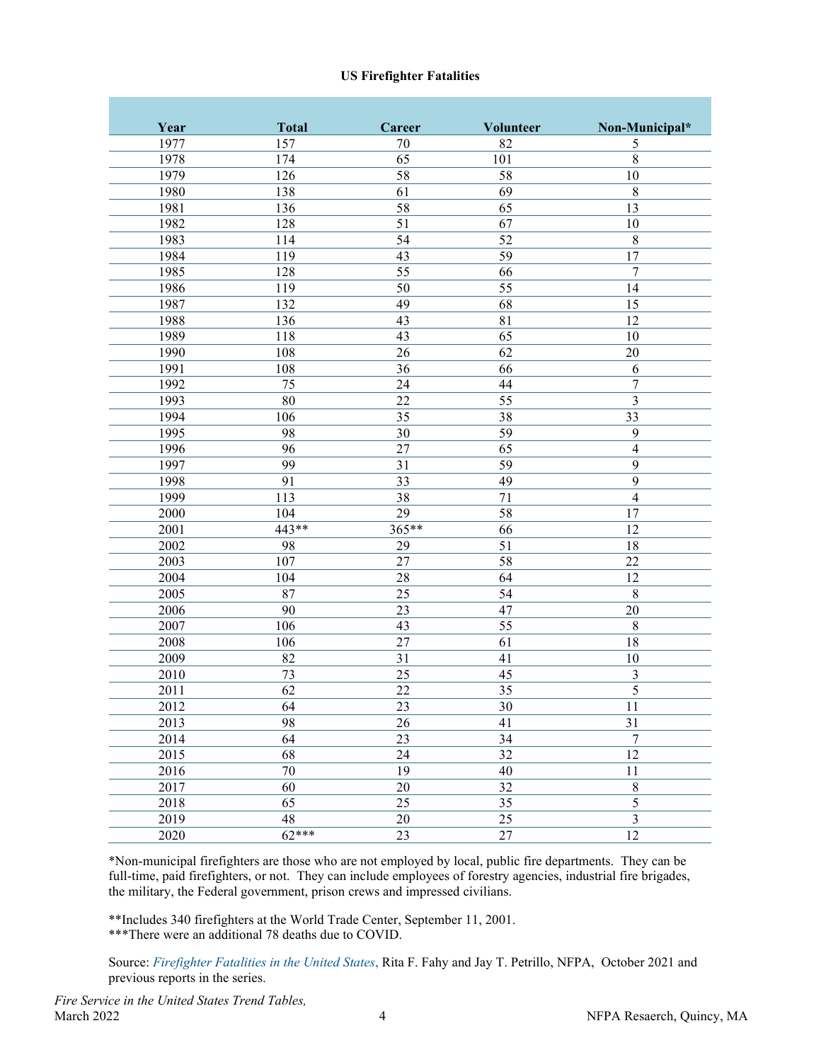**US Firefighter Fatalities**

| Year | Total | Career | Volunteer | Non-Municipal* |
|---|---|---|---|---|
| 1977 | 157 | 70 | 82 | 5 |
| 1978 | 174 | 65 | 101 | 8 |
| 1979 | 126 | 58 | 58 | 10 |
| 1980 | 138 | 61 | 69 | 8 |
| 1981 | 136 | 58 | 65 | 13 |
| 1982 | 128 | 51 | 67 | 10 |
| 1983 | 114 | 54 | 52 | 8 |
| 1984 | 119 | 43 | 59 | 17 |
| 1985 | 128 | 55 | 66 | 7 |
| 1986 | 119 | 50 | 55 | 14 |
| 1987 | 132 | 49 | 68 | 15 |
| 1988 | 136 | 43 | 81 | 12 |
| 1989 | 118 | 43 | 65 | 10 |
| 1990 | 108 | 26 | 62 | 20 |
| 1991 | 108 | 36 | 66 | 6 |
| 1992 | 75 | 24 | 44 | 7 |
| 1993 | 80 | 22 | 55 | 3 |
| 1994 | 106 | 35 | 38 | 33 |
| 1995 | 98 | 30 | 59 | 9 |
| 1996 | 96 | 27 | 65 | 4 |
| 1997 | 99 | 31 | 59 | 9 |
| 1998 | 91 | 33 | 49 | 9 |
| 1999 | 113 | 38 | 71 | 4 |
| 2000 | 104 | 29 | 58 | 17 |
| 2001 | 443** | 365** | 66 | 12 |
| 2002 | 98 | 29 | 51 | 18 |
| 2003 | 107 | 27 | 58 | 22 |
| 2004 | 104 | 28 | 64 | 12 |
| 2005 | 87 | 25 | 54 | 8 |
| 2006 | 90 | 23 | 47 | 20 |
| 2007 | 106 | 43 | 55 | 8 |
| 2008 | 106 | 27 | 61 | 18 |
| 2009 | 82 | 31 | 41 | 10 |
| 2010 | 73 | 25 | 45 | 3 |
| 2011 | 62 | 22 | 35 | 5 |
| 2012 | 64 | 23 | 30 | 11 |
| 2013 | 98 | 26 | 41 | 31 |
| 2014 | 64 | 23 | 34 | 7 |
| 2015 | 68 | 24 | 32 | 12 |
| 2016 | 70 | 19 | 40 | 11 |
| 2017 | 60 | 20 | 32 | 8 |
| 2018 | 65 | 25 | 35 | 5 |
| 2019 | 48 | 20 | 25 | 3 |
| 2020 | 62*** | 23 | 27 | 12 |

*Non-municipal firefighters are those who are not employed by local, public fire departments. They can be full-time, paid firefighters, or not. They can include employees of forestry agencies, industrial fire brigades, the military, the Federal government, prison crews and impressed civilians.

**Includes 340 firefighters at the World Trade Center, September 11, 2001.
***There were an additional 78 deaths due to COVID.

Source: *Firefighter Fatalities in the United States*, Rita F. Fahy and Jay T. Petrillo, NFPA, October 2021 and previous reports in the series.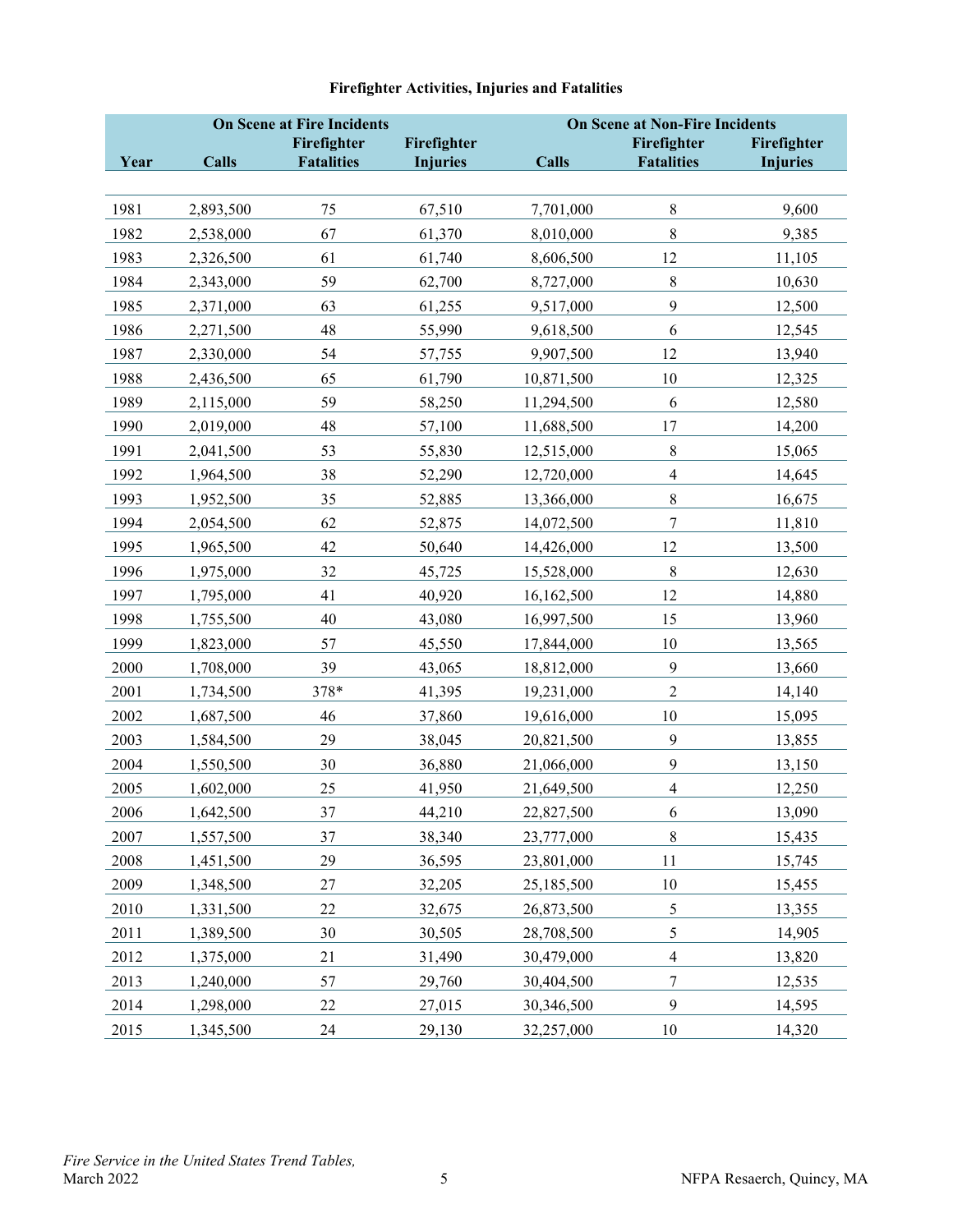**Firefighter Activities, Injuries and Fatalities**

| | On Scene at Fire Incidents | | | On Scene at Non-Fire Incidents | | |
|---|---|---|---|---|---|---|
| Year | Calls | Firefighter Fatalities | Firefighter Injuries | Calls | Firefighter Fatalities | Firefighter Injuries |
| 1981 | 2,893,500 | 75 | 67,510 | 7,701,000 | 8 | 9,600 |
| 1982 | 2,538,000 | 67 | 61,370 | 8,010,000 | 8 | 9,385 |
| 1983 | 2,326,500 | 61 | 61,740 | 8,606,500 | 12 | 11,105 |
| 1984 | 2,343,000 | 59 | 62,700 | 8,727,000 | 8 | 10,630 |
| 1985 | 2,371,000 | 63 | 61,255 | 9,517,000 | 9 | 12,500 |
| 1986 | 2,271,500 | 48 | 55,990 | 9,618,500 | 6 | 12,545 |
| 1987 | 2,330,000 | 54 | 57,755 | 9,907,500 | 12 | 13,940 |
| 1988 | 2,436,500 | 65 | 61,790 | 10,871,500 | 10 | 12,325 |
| 1989 | 2,115,000 | 59 | 58,250 | 11,294,500 | 6 | 12,580 |
| 1990 | 2,019,000 | 48 | 57,100 | 11,688,500 | 17 | 14,200 |
| 1991 | 2,041,500 | 53 | 55,830 | 12,515,000 | 8 | 15,065 |
| 1992 | 1,964,500 | 38 | 52,290 | 12,720,000 | 4 | 14,645 |
| 1993 | 1,952,500 | 35 | 52,885 | 13,366,000 | 8 | 16,675 |
| 1994 | 2,054,500 | 62 | 52,875 | 14,072,500 | 7 | 11,810 |
| 1995 | 1,965,500 | 42 | 50,640 | 14,426,000 | 12 | 13,500 |
| 1996 | 1,975,000 | 32 | 45,725 | 15,528,000 | 8 | 12,630 |
| 1997 | 1,795,000 | 41 | 40,920 | 16,162,500 | 12 | 14,880 |
| 1998 | 1,755,500 | 40 | 43,080 | 16,997,500 | 15 | 13,960 |
| 1999 | 1,823,000 | 57 | 45,550 | 17,844,000 | 10 | 13,565 |
| 2000 | 1,708,000 | 39 | 43,065 | 18,812,000 | 9 | 13,660 |
| 2001 | 1,734,500 | 378* | 41,395 | 19,231,000 | 2 | 14,140 |
| 2002 | 1,687,500 | 46 | 37,860 | 19,616,000 | 10 | 15,095 |
| 2003 | 1,584,500 | 29 | 38,045 | 20,821,500 | 9 | 13,855 |
| 2004 | 1,550,500 | 30 | 36,880 | 21,066,000 | 9 | 13,150 |
| 2005 | 1,602,000 | 25 | 41,950 | 21,649,500 | 4 | 12,250 |
| 2006 | 1,642,500 | 37 | 44,210 | 22,827,500 | 6 | 13,090 |
| 2007 | 1,557,500 | 37 | 38,340 | 23,777,000 | 8 | 15,435 |
| 2008 | 1,451,500 | 29 | 36,595 | 23,801,000 | 11 | 15,745 |
| 2009 | 1,348,500 | 27 | 32,205 | 25,185,500 | 10 | 15,455 |
| 2010 | 1,331,500 | 22 | 32,675 | 26,873,500 | 5 | 13,355 |
| 2011 | 1,389,500 | 30 | 30,505 | 28,708,500 | 5 | 14,905 |
| 2012 | 1,375,000 | 21 | 31,490 | 30,479,000 | 4 | 13,820 |
| 2013 | 1,240,000 | 57 | 29,760 | 30,404,500 | 7 | 12,535 |
| 2014 | 1,298,000 | 22 | 27,015 | 30,346,500 | 9 | 14,595 |
| 2015 | 1,345,500 | 24 | 29,130 | 32,257,000 | 10 | 14,320 |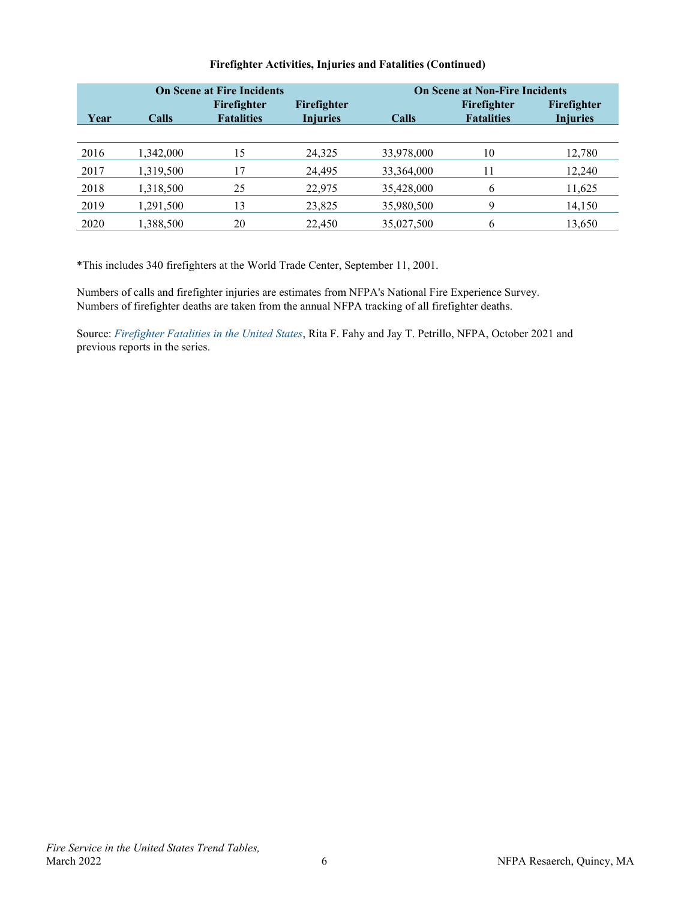**Firefighter Activities, Injuries and Fatalities (Continued)**

| | On Scene at Fire Incidents | | | On Scene at Non-Fire Incidents | | |
|---|---|---|---|---|---|---|
| Year | Calls | Firefighter Fatalities | Firefighter Injuries | Calls | Firefighter Fatalities | Firefighter Injuries |
| 2016 | 1,342,000 | 15 | 24,325 | 33,978,000 | 10 | 12,780 |
| 2017 | 1,319,500 | 17 | 24,495 | 33,364,000 | 11 | 12,240 |
| 2018 | 1,318,500 | 25 | 22,975 | 35,428,000 | 6 | 11,625 |
| 2019 | 1,291,500 | 13 | 23,825 | 35,980,500 | 9 | 14,150 |
| 2020 | 1,388,500 | 20 | 22,450 | 35,027,500 | 6 | 13,650 |

*This includes 340 firefighters at the World Trade Center, September 11, 2001.

Numbers of calls and firefighter injuries are estimates from NFPA's National Fire Experience Survey. Numbers of firefighter deaths are taken from the annual NFPA tracking of all firefighter deaths.

Source: *Firefighter Fatalities in the United States*, Rita F. Fahy and Jay T. Petrillo, NFPA, October 2021 and previous reports in the series.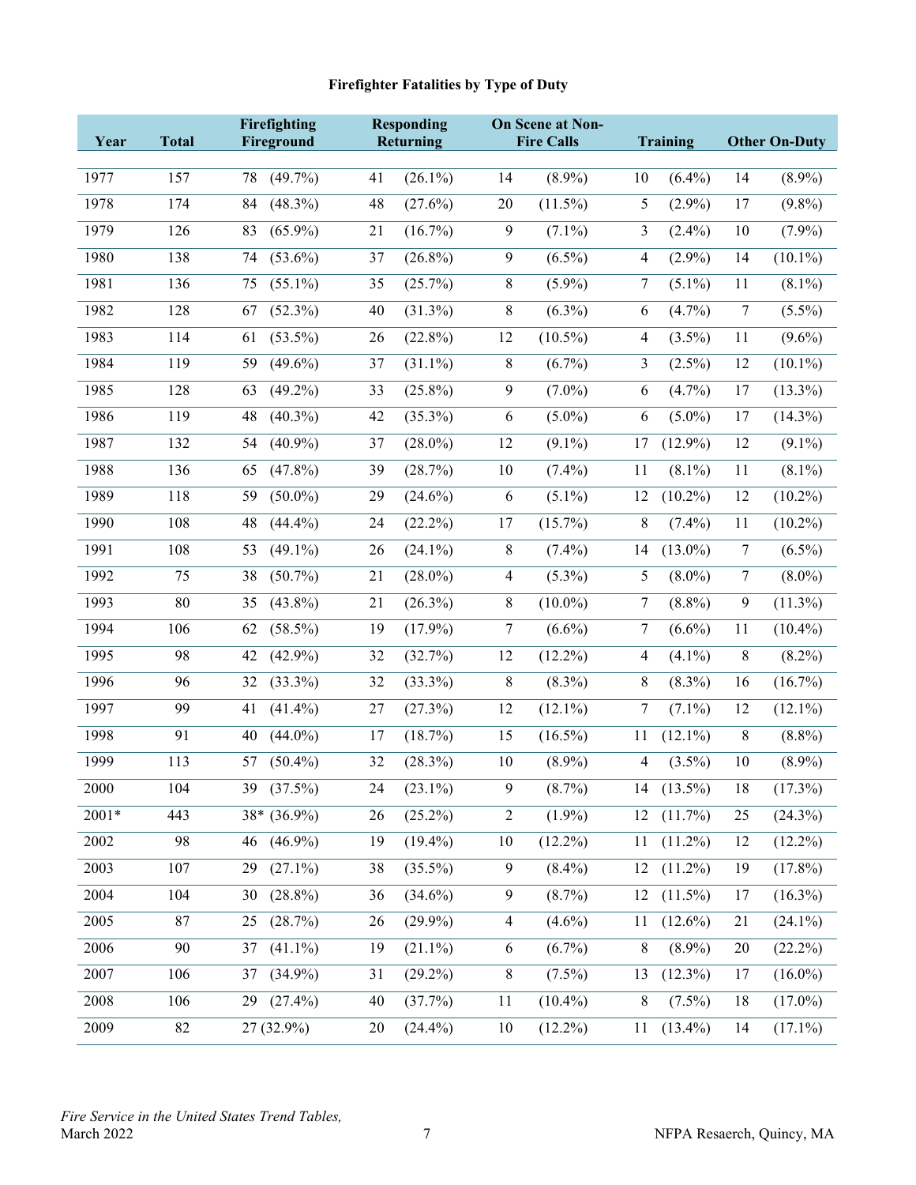**Firefighter Fatalities by Type of Duty**

| Year | Total | Firefighting Fireground | | Responding Returning | | On Scene at Non-Fire Calls | | Training | | Other On-Duty | |
|---|---|---|---|---|---|---|---|---|---|---|---|
| 1977 | 157 | 78 | (49.7%) | 41 | (26.1%) | 14 | (8.9%) | 10 | (6.4%) | 14 | (8.9%) |
| 1978 | 174 | 84 | (48.3%) | 48 | (27.6%) | 20 | (11.5%) | 5 | (2.9%) | 17 | (9.8%) |
| 1979 | 126 | 83 | (65.9%) | 21 | (16.7%) | 9 | (7.1%) | 3 | (2.4%) | 10 | (7.9%) |
| 1980 | 138 | 74 | (53.6%) | 37 | (26.8%) | 9 | (6.5%) | 4 | (2.9%) | 14 | (10.1%) |
| 1981 | 136 | 75 | (55.1%) | 35 | (25.7%) | 8 | (5.9%) | 7 | (5.1%) | 11 | (8.1%) |
| 1982 | 128 | 67 | (52.3%) | 40 | (31.3%) | 8 | (6.3%) | 6 | (4.7%) | 7 | (5.5%) |
| 1983 | 114 | 61 | (53.5%) | 26 | (22.8%) | 12 | (10.5%) | 4 | (3.5%) | 11 | (9.6%) |
| 1984 | 119 | 59 | (49.6%) | 37 | (31.1%) | 8 | (6.7%) | 3 | (2.5%) | 12 | (10.1%) |
| 1985 | 128 | 63 | (49.2%) | 33 | (25.8%) | 9 | (7.0%) | 6 | (4.7%) | 17 | (13.3%) |
| 1986 | 119 | 48 | (40.3%) | 42 | (35.3%) | 6 | (5.0%) | 6 | (5.0%) | 17 | (14.3%) |
| 1987 | 132 | 54 | (40.9%) | 37 | (28.0%) | 12 | (9.1%) | 17 | (12.9%) | 12 | (9.1%) |
| 1988 | 136 | 65 | (47.8%) | 39 | (28.7%) | 10 | (7.4%) | 11 | (8.1%) | 11 | (8.1%) |
| 1989 | 118 | 59 | (50.0%) | 29 | (24.6%) | 6 | (5.1%) | 12 | (10.2%) | 12 | (10.2%) |
| 1990 | 108 | 48 | (44.4%) | 24 | (22.2%) | 17 | (15.7%) | 8 | (7.4%) | 11 | (10.2%) |
| 1991 | 108 | 53 | (49.1%) | 26 | (24.1%) | 8 | (7.4%) | 14 | (13.0%) | 7 | (6.5%) |
| 1992 | 75 | 38 | (50.7%) | 21 | (28.0%) | 4 | (5.3%) | 5 | (8.0%) | 7 | (8.0%) |
| 1993 | 80 | 35 | (43.8%) | 21 | (26.3%) | 8 | (10.0%) | 7 | (8.8%) | 9 | (11.3%) |
| 1994 | 106 | 62 | (58.5%) | 19 | (17.9%) | 7 | (6.6%) | 7 | (6.6%) | 11 | (10.4%) |
| 1995 | 98 | 42 | (42.9%) | 32 | (32.7%) | 12 | (12.2%) | 4 | (4.1%) | 8 | (8.2%) |
| 1996 | 96 | 32 | (33.3%) | 32 | (33.3%) | 8 | (8.3%) | 8 | (8.3%) | 16 | (16.7%) |
| 1997 | 99 | 41 | (41.4%) | 27 | (27.3%) | 12 | (12.1%) | 7 | (7.1%) | 12 | (12.1%) |
| 1998 | 91 | 40 | (44.0%) | 17 | (18.7%) | 15 | (16.5%) | 11 | (12.1%) | 8 | (8.8%) |
| 1999 | 113 | 57 | (50.4%) | 32 | (28.3%) | 10 | (8.9%) | 4 | (3.5%) | 10 | (8.9%) |
| 2000 | 104 | 39 | (37.5%) | 24 | (23.1%) | 9 | (8.7%) | 14 | (13.5%) | 18 | (17.3%) |
| 2001* | 443 | 38* | (36.9%) | 26 | (25.2%) | 2 | (1.9%) | 12 | (11.7%) | 25 | (24.3%) |
| 2002 | 98 | 46 | (46.9%) | 19 | (19.4%) | 10 | (12.2%) | 11 | (11.2%) | 12 | (12.2%) |
| 2003 | 107 | 29 | (27.1%) | 38 | (35.5%) | 9 | (8.4%) | 12 | (11.2%) | 19 | (17.8%) |
| 2004 | 104 | 30 | (28.8%) | 36 | (34.6%) | 9 | (8.7%) | 12 | (11.5%) | 17 | (16.3%) |
| 2005 | 87 | 25 | (28.7%) | 26 | (29.9%) | 4 | (4.6%) | 11 | (12.6%) | 21 | (24.1%) |
| 2006 | 90 | 37 | (41.1%) | 19 | (21.1%) | 6 | (6.7%) | 8 | (8.9%) | 20 | (22.2%) |
| 2007 | 106 | 37 | (34.9%) | 31 | (29.2%) | 8 | (7.5%) | 13 | (12.3%) | 17 | (16.0%) |
| 2008 | 106 | 29 | (27.4%) | 40 | (37.7%) | 11 | (10.4%) | 8 | (7.5%) | 18 | (17.0%) |
| 2009 | 82 | 27 | (32.9%) | 20 | (24.4%) | 10 | (12.2%) | 11 | (13.4%) | 14 | (17.1%) |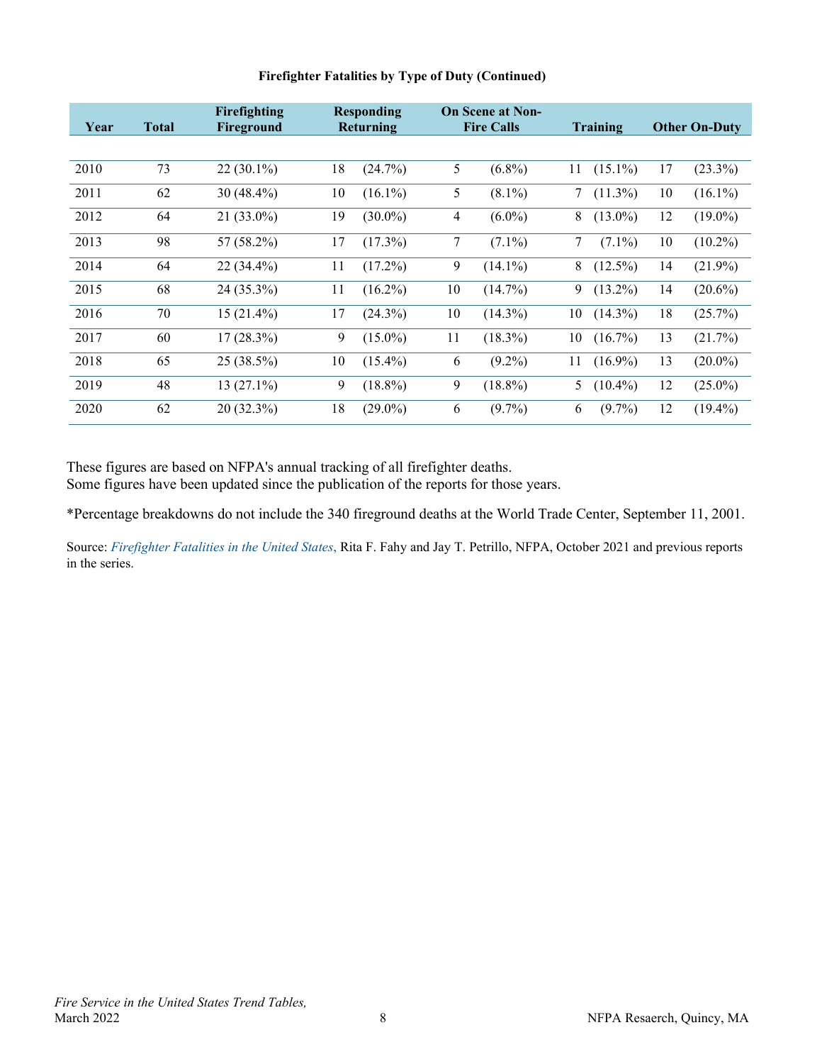**Firefighter Fatalities by Type of Duty (Continued)**

| Year | Total | Firefighting Fireground | Responding Returning | | On Scene at Non-Fire Calls | | Training | | Other On-Duty | |
|---|---|---|---|---|---|---|---|---|---|---|
| 2010 | 73 | 22 (30.1%) | 18 | (24.7%) | 5 | (6.8%) | 11 | (15.1%) | 17 | (23.3%) |
| 2011 | 62 | 30 (48.4%) | 10 | (16.1%) | 5 | (8.1%) | 7 | (11.3%) | 10 | (16.1%) |
| 2012 | 64 | 21 (33.0%) | 19 | (30.0%) | 4 | (6.0%) | 8 | (13.0%) | 12 | (19.0%) |
| 2013 | 98 | 57 (58.2%) | 17 | (17.3%) | 7 | (7.1%) | 7 | (7.1%) | 10 | (10.2%) |
| 2014 | 64 | 22 (34.4%) | 11 | (17.2%) | 9 | (14.1%) | 8 | (12.5%) | 14 | (21.9%) |
| 2015 | 68 | 24 (35.3%) | 11 | (16.2%) | 10 | (14.7%) | 9 | (13.2%) | 14 | (20.6%) |
| 2016 | 70 | 15 (21.4%) | 17 | (24.3%) | 10 | (14.3%) | 10 | (14.3%) | 18 | (25.7%) |
| 2017 | 60 | 17 (28.3%) | 9 | (15.0%) | 11 | (18.3%) | 10 | (16.7%) | 13 | (21.7%) |
| 2018 | 65 | 25 (38.5%) | 10 | (15.4%) | 6 | (9.2%) | 11 | (16.9%) | 13 | (20.0%) |
| 2019 | 48 | 13 (27.1%) | 9 | (18.8%) | 9 | (18.8%) | 5 | (10.4%) | 12 | (25.0%) |
| 2020 | 62 | 20 (32.3%) | 18 | (29.0%) | 6 | (9.7%) | 6 | (9.7%) | 12 | (19.4%) |

These figures are based on NFPA's annual tracking of all firefighter deaths.
Some figures have been updated since the publication of the reports for those years.

*Percentage breakdowns do not include the 340 fireground deaths at the World Trade Center, September 11, 2001.

Source: *Firefighter Fatalities in the United States*, Rita F. Fahy and Jay T. Petrillo, NFPA, October 2021 and previous reports in the series.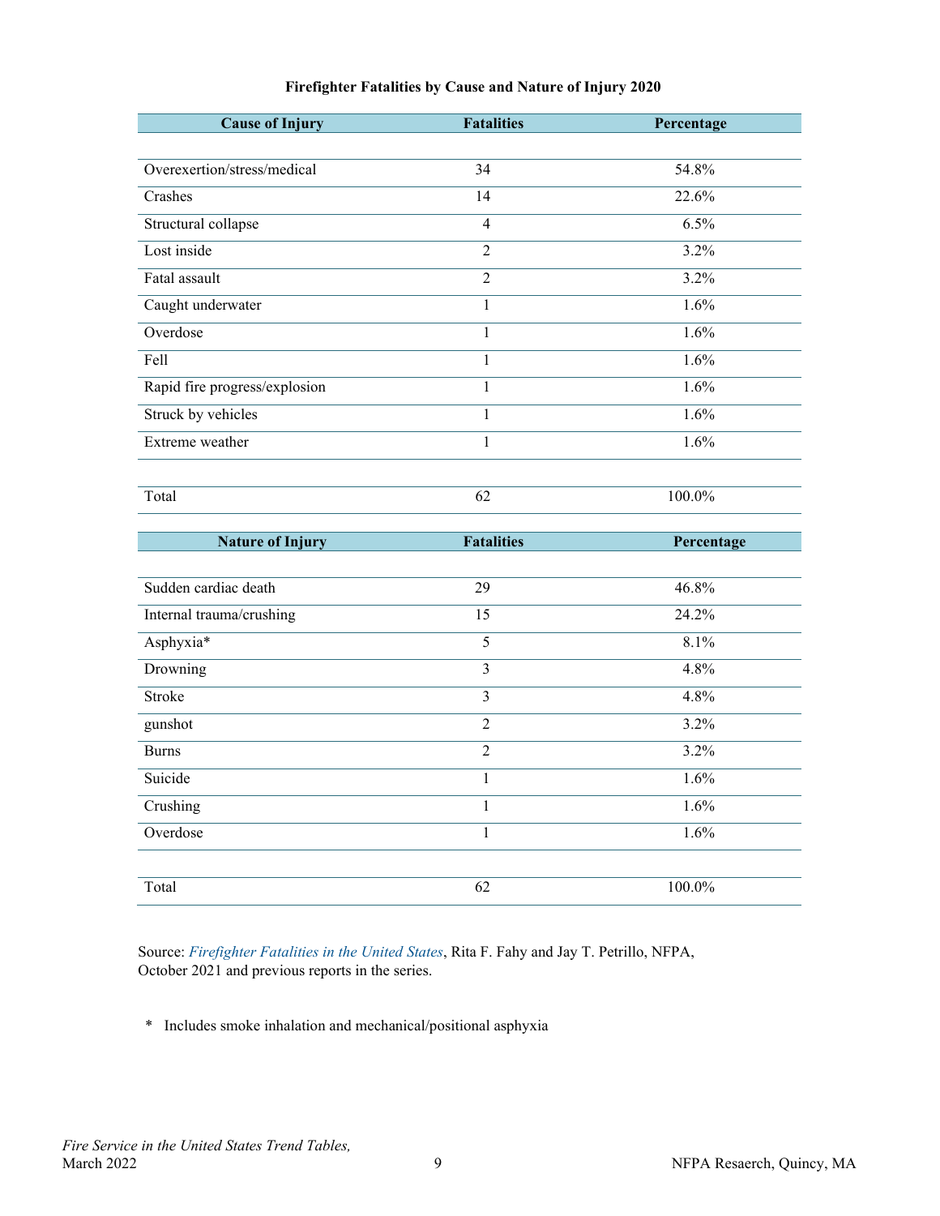## Firefighter Fatalities by Cause and Nature of Injury 2020

| Cause of Injury | Fatalities | Percentage |
|---|---|---|
| Overexertion/stress/medical | 34 | 54.8% |
| Crashes | 14 | 22.6% |
| Structural collapse | 4 | 6.5% |
| Lost inside | 2 | 3.2% |
| Fatal assault | 2 | 3.2% |
| Caught underwater | 1 | 1.6% |
| Overdose | 1 | 1.6% |
| Fell | 1 | 1.6% |
| Rapid fire progress/explosion | 1 | 1.6% |
| Struck by vehicles | 1 | 1.6% |
| Extreme weather | 1 | 1.6% |
| Total | 62 | 100.0% |

| Nature of Injury | Fatalities | Percentage |
|---|---|---|
| Sudden cardiac death | 29 | 46.8% |
| Internal trauma/crushing | 15 | 24.2% |
| Asphyxia* | 5 | 8.1% |
| Drowning | 3 | 4.8% |
| Stroke | 3 | 4.8% |
| gunshot | 2 | 3.2% |
| Burns | 2 | 3.2% |
| Suicide | 1 | 1.6% |
| Crushing | 1 | 1.6% |
| Overdose | 1 | 1.6% |
| Total | 62 | 100.0% |

Source: *Firefighter Fatalities in the United States*, Rita F. Fahy and Jay T. Petrillo, NFPA, October 2021 and previous reports in the series.

\* Includes smoke inhalation and mechanical/positional asphyxia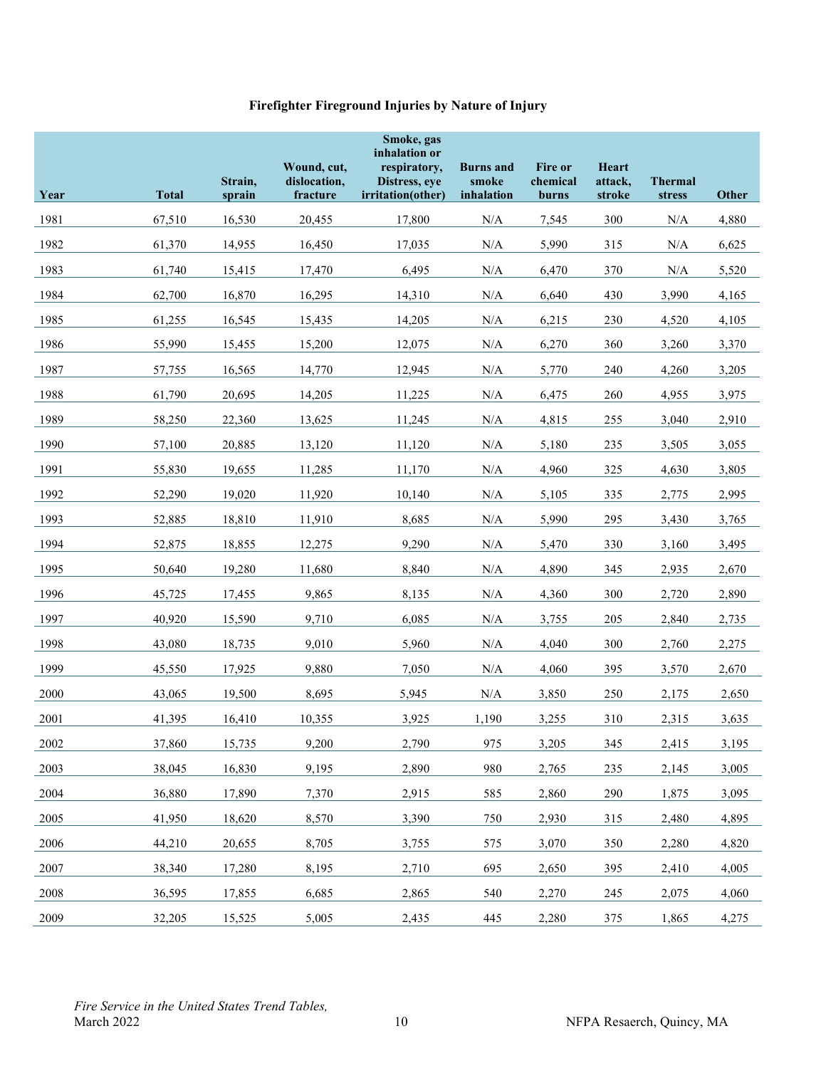## Firefighter Fireground Injuries by Nature of Injury

| Year | Total | Strain, sprain | Wound, cut, dislocation, fracture | Smoke, gas inhalation or respiratory, Distress, eye irritation(other) | Burns and smoke inhalation | Fire or chemical burns | Heart attack, stroke | Thermal stress | Other |
|---|---|---|---|---|---|---|---|---|---|
| 1981 | 67,510 | 16,530 | 20,455 | 17,800 | N/A | 7,545 | 300 | N/A | 4,880 |
| 1982 | 61,370 | 14,955 | 16,450 | 17,035 | N/A | 5,990 | 315 | N/A | 6,625 |
| 1983 | 61,740 | 15,415 | 17,470 | 6,495 | N/A | 6,470 | 370 | N/A | 5,520 |
| 1984 | 62,700 | 16,870 | 16,295 | 14,310 | N/A | 6,640 | 430 | 3,990 | 4,165 |
| 1985 | 61,255 | 16,545 | 15,435 | 14,205 | N/A | 6,215 | 230 | 4,520 | 4,105 |
| 1986 | 55,990 | 15,455 | 15,200 | 12,075 | N/A | 6,270 | 360 | 3,260 | 3,370 |
| 1987 | 57,755 | 16,565 | 14,770 | 12,945 | N/A | 5,770 | 240 | 4,260 | 3,205 |
| 1988 | 61,790 | 20,695 | 14,205 | 11,225 | N/A | 6,475 | 260 | 4,955 | 3,975 |
| 1989 | 58,250 | 22,360 | 13,625 | 11,245 | N/A | 4,815 | 255 | 3,040 | 2,910 |
| 1990 | 57,100 | 20,885 | 13,120 | 11,120 | N/A | 5,180 | 235 | 3,505 | 3,055 |
| 1991 | 55,830 | 19,655 | 11,285 | 11,170 | N/A | 4,960 | 325 | 4,630 | 3,805 |
| 1992 | 52,290 | 19,020 | 11,920 | 10,140 | N/A | 5,105 | 335 | 2,775 | 2,995 |
| 1993 | 52,885 | 18,810 | 11,910 | 8,685 | N/A | 5,990 | 295 | 3,430 | 3,765 |
| 1994 | 52,875 | 18,855 | 12,275 | 9,290 | N/A | 5,470 | 330 | 3,160 | 3,495 |
| 1995 | 50,640 | 19,280 | 11,680 | 8,840 | N/A | 4,890 | 345 | 2,935 | 2,670 |
| 1996 | 45,725 | 17,455 | 9,865 | 8,135 | N/A | 4,360 | 300 | 2,720 | 2,890 |
| 1997 | 40,920 | 15,590 | 9,710 | 6,085 | N/A | 3,755 | 205 | 2,840 | 2,735 |
| 1998 | 43,080 | 18,735 | 9,010 | 5,960 | N/A | 4,040 | 300 | 2,760 | 2,275 |
| 1999 | 45,550 | 17,925 | 9,880 | 7,050 | N/A | 4,060 | 395 | 3,570 | 2,670 |
| 2000 | 43,065 | 19,500 | 8,695 | 5,945 | N/A | 3,850 | 250 | 2,175 | 2,650 |
| 2001 | 41,395 | 16,410 | 10,355 | 3,925 | 1,190 | 3,255 | 310 | 2,315 | 3,635 |
| 2002 | 37,860 | 15,735 | 9,200 | 2,790 | 975 | 3,205 | 345 | 2,415 | 3,195 |
| 2003 | 38,045 | 16,830 | 9,195 | 2,890 | 980 | 2,765 | 235 | 2,145 | 3,005 |
| 2004 | 36,880 | 17,890 | 7,370 | 2,915 | 585 | 2,860 | 290 | 1,875 | 3,095 |
| 2005 | 41,950 | 18,620 | 8,570 | 3,390 | 750 | 2,930 | 315 | 2,480 | 4,895 |
| 2006 | 44,210 | 20,655 | 8,705 | 3,755 | 575 | 3,070 | 350 | 2,280 | 4,820 |
| 2007 | 38,340 | 17,280 | 8,195 | 2,710 | 695 | 2,650 | 395 | 2,410 | 4,005 |
| 2008 | 36,595 | 17,855 | 6,685 | 2,865 | 540 | 2,270 | 245 | 2,075 | 4,060 |
| 2009 | 32,205 | 15,525 | 5,005 | 2,435 | 445 | 2,280 | 375 | 1,865 | 4,275 |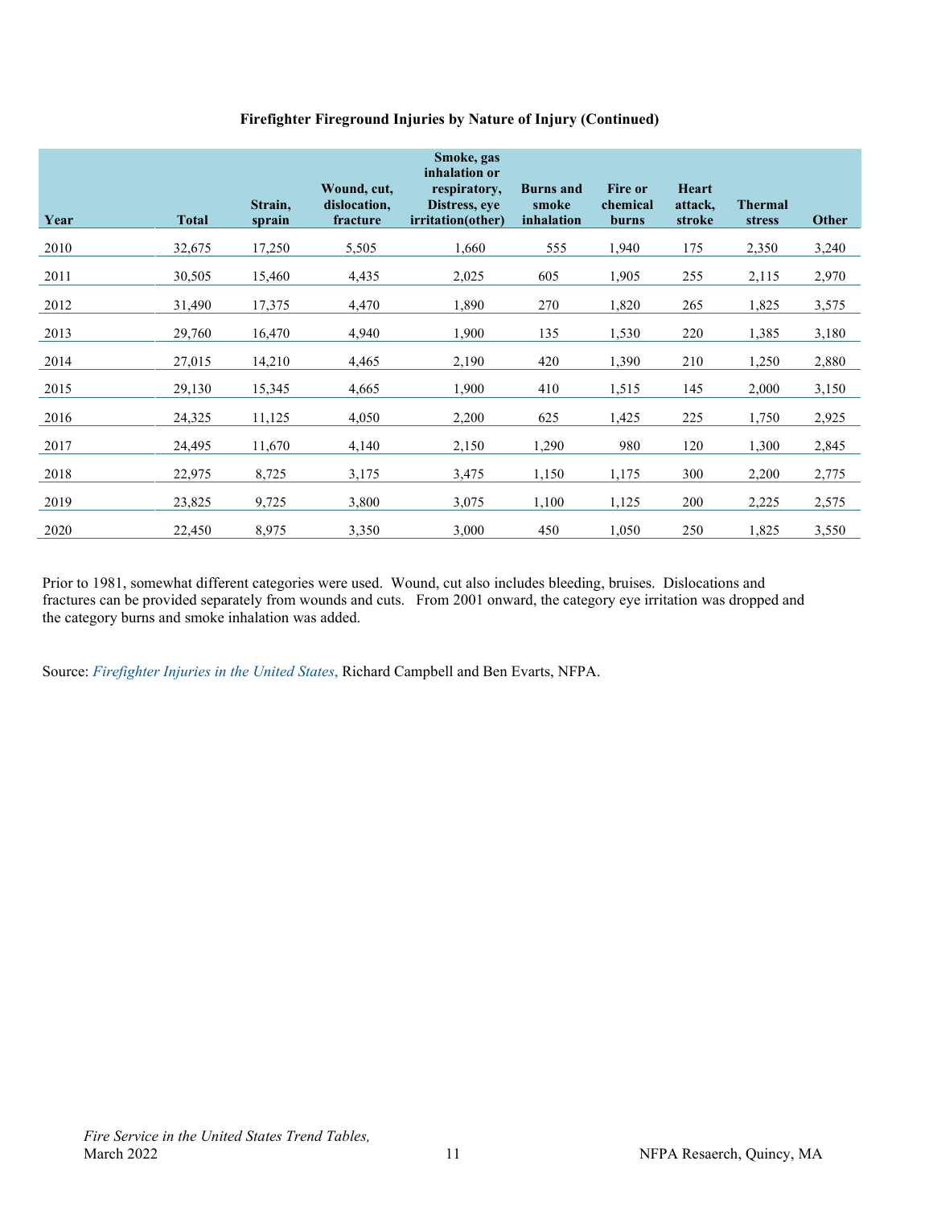**Firefighter Fireground Injuries by Nature of Injury (Continued)**

| Year | Total | Strain, sprain | Wound, cut, dislocation, fracture | Smoke, gas inhalation or respiratory, Distress, eye irritation(other) | Burns and smoke inhalation | Fire or chemical burns | Heart attack, stroke | Thermal stress | Other |
|---|---|---|---|---|---|---|---|---|---|
| 2010 | 32,675 | 17,250 | 5,505 | 1,660 | 555 | 1,940 | 175 | 2,350 | 3,240 |
| 2011 | 30,505 | 15,460 | 4,435 | 2,025 | 605 | 1,905 | 255 | 2,115 | 2,970 |
| 2012 | 31,490 | 17,375 | 4,470 | 1,890 | 270 | 1,820 | 265 | 1,825 | 3,575 |
| 2013 | 29,760 | 16,470 | 4,940 | 1,900 | 135 | 1,530 | 220 | 1,385 | 3,180 |
| 2014 | 27,015 | 14,210 | 4,465 | 2,190 | 420 | 1,390 | 210 | 1,250 | 2,880 |
| 2015 | 29,130 | 15,345 | 4,665 | 1,900 | 410 | 1,515 | 145 | 2,000 | 3,150 |
| 2016 | 24,325 | 11,125 | 4,050 | 2,200 | 625 | 1,425 | 225 | 1,750 | 2,925 |
| 2017 | 24,495 | 11,670 | 4,140 | 2,150 | 1,290 | 980 | 120 | 1,300 | 2,845 |
| 2018 | 22,975 | 8,725 | 3,175 | 3,475 | 1,150 | 1,175 | 300 | 2,200 | 2,775 |
| 2019 | 23,825 | 9,725 | 3,800 | 3,075 | 1,100 | 1,125 | 200 | 2,225 | 2,575 |
| 2020 | 22,450 | 8,975 | 3,350 | 3,000 | 450 | 1,050 | 250 | 1,825 | 3,550 |

Prior to 1981, somewhat different categories were used. Wound, cut also includes bleeding, bruises. Dislocations and fractures can be provided separately from wounds and cuts. From 2001 onward, the category eye irritation was dropped and the category burns and smoke inhalation was added.

Source: *Firefighter Injuries in the United States*, Richard Campbell and Ben Evarts, NFPA.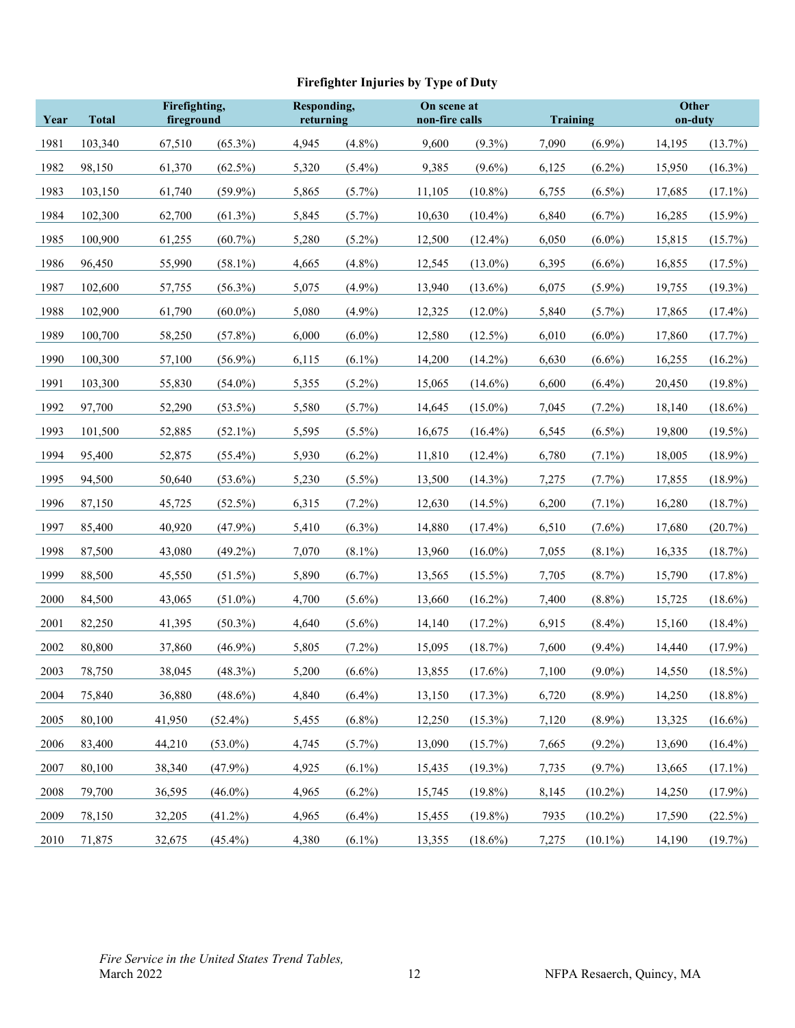**Firefighter Injuries by Type of Duty**

| Year | Total | Firefighting, fireground | | Responding, returning | | On scene at non-fire calls | | Training | | Other on-duty | |
|---|---|---|---|---|---|---|---|---|---|---|---|
| 1981 | 103,340 | 67,510 | (65.3%) | 4,945 | (4.8%) | 9,600 | (9.3%) | 7,090 | (6.9%) | 14,195 | (13.7%) |
| 1982 | 98,150 | 61,370 | (62.5%) | 5,320 | (5.4%) | 9,385 | (9.6%) | 6,125 | (6.2%) | 15,950 | (16.3%) |
| 1983 | 103,150 | 61,740 | (59.9%) | 5,865 | (5.7%) | 11,105 | (10.8%) | 6,755 | (6.5%) | 17,685 | (17.1%) |
| 1984 | 102,300 | 62,700 | (61.3%) | 5,845 | (5.7%) | 10,630 | (10.4%) | 6,840 | (6.7%) | 16,285 | (15.9%) |
| 1985 | 100,900 | 61,255 | (60.7%) | 5,280 | (5.2%) | 12,500 | (12.4%) | 6,050 | (6.0%) | 15,815 | (15.7%) |
| 1986 | 96,450 | 55,990 | (58.1%) | 4,665 | (4.8%) | 12,545 | (13.0%) | 6,395 | (6.6%) | 16,855 | (17.5%) |
| 1987 | 102,600 | 57,755 | (56.3%) | 5,075 | (4.9%) | 13,940 | (13.6%) | 6,075 | (5.9%) | 19,755 | (19.3%) |
| 1988 | 102,900 | 61,790 | (60.0%) | 5,080 | (4.9%) | 12,325 | (12.0%) | 5,840 | (5.7%) | 17,865 | (17.4%) |
| 1989 | 100,700 | 58,250 | (57.8%) | 6,000 | (6.0%) | 12,580 | (12.5%) | 6,010 | (6.0%) | 17,860 | (17.7%) |
| 1990 | 100,300 | 57,100 | (56.9%) | 6,115 | (6.1%) | 14,200 | (14.2%) | 6,630 | (6.6%) | 16,255 | (16.2%) |
| 1991 | 103,300 | 55,830 | (54.0%) | 5,355 | (5.2%) | 15,065 | (14.6%) | 6,600 | (6.4%) | 20,450 | (19.8%) |
| 1992 | 97,700 | 52,290 | (53.5%) | 5,580 | (5.7%) | 14,645 | (15.0%) | 7,045 | (7.2%) | 18,140 | (18.6%) |
| 1993 | 101,500 | 52,885 | (52.1%) | 5,595 | (5.5%) | 16,675 | (16.4%) | 6,545 | (6.5%) | 19,800 | (19.5%) |
| 1994 | 95,400 | 52,875 | (55.4%) | 5,930 | (6.2%) | 11,810 | (12.4%) | 6,780 | (7.1%) | 18,005 | (18.9%) |
| 1995 | 94,500 | 50,640 | (53.6%) | 5,230 | (5.5%) | 13,500 | (14.3%) | 7,275 | (7.7%) | 17,855 | (18.9%) |
| 1996 | 87,150 | 45,725 | (52.5%) | 6,315 | (7.2%) | 12,630 | (14.5%) | 6,200 | (7.1%) | 16,280 | (18.7%) |
| 1997 | 85,400 | 40,920 | (47.9%) | 5,410 | (6.3%) | 14,880 | (17.4%) | 6,510 | (7.6%) | 17,680 | (20.7%) |
| 1998 | 87,500 | 43,080 | (49.2%) | 7,070 | (8.1%) | 13,960 | (16.0%) | 7,055 | (8.1%) | 16,335 | (18.7%) |
| 1999 | 88,500 | 45,550 | (51.5%) | 5,890 | (6.7%) | 13,565 | (15.5%) | 7,705 | (8.7%) | 15,790 | (17.8%) |
| 2000 | 84,500 | 43,065 | (51.0%) | 4,700 | (5.6%) | 13,660 | (16.2%) | 7,400 | (8.8%) | 15,725 | (18.6%) |
| 2001 | 82,250 | 41,395 | (50.3%) | 4,640 | (5.6%) | 14,140 | (17.2%) | 6,915 | (8.4%) | 15,160 | (18.4%) |
| 2002 | 80,800 | 37,860 | (46.9%) | 5,805 | (7.2%) | 15,095 | (18.7%) | 7,600 | (9.4%) | 14,440 | (17.9%) |
| 2003 | 78,750 | 38,045 | (48.3%) | 5,200 | (6.6%) | 13,855 | (17.6%) | 7,100 | (9.0%) | 14,550 | (18.5%) |
| 2004 | 75,840 | 36,880 | (48.6%) | 4,840 | (6.4%) | 13,150 | (17.3%) | 6,720 | (8.9%) | 14,250 | (18.8%) |
| 2005 | 80,100 | 41,950 | (52.4%) | 5,455 | (6.8%) | 12,250 | (15.3%) | 7,120 | (8.9%) | 13,325 | (16.6%) |
| 2006 | 83,400 | 44,210 | (53.0%) | 4,745 | (5.7%) | 13,090 | (15.7%) | 7,665 | (9.2%) | 13,690 | (16.4%) |
| 2007 | 80,100 | 38,340 | (47.9%) | 4,925 | (6.1%) | 15,435 | (19.3%) | 7,735 | (9.7%) | 13,665 | (17.1%) |
| 2008 | 79,700 | 36,595 | (46.0%) | 4,965 | (6.2%) | 15,745 | (19.8%) | 8,145 | (10.2%) | 14,250 | (17.9%) |
| 2009 | 78,150 | 32,205 | (41.2%) | 4,965 | (6.4%) | 15,455 | (19.8%) | 7935 | (10.2%) | 17,590 | (22.5%) |
| 2010 | 71,875 | 32,675 | (45.4%) | 4,380 | (6.1%) | 13,355 | (18.6%) | 7,275 | (10.1%) | 14,190 | (19.7%) |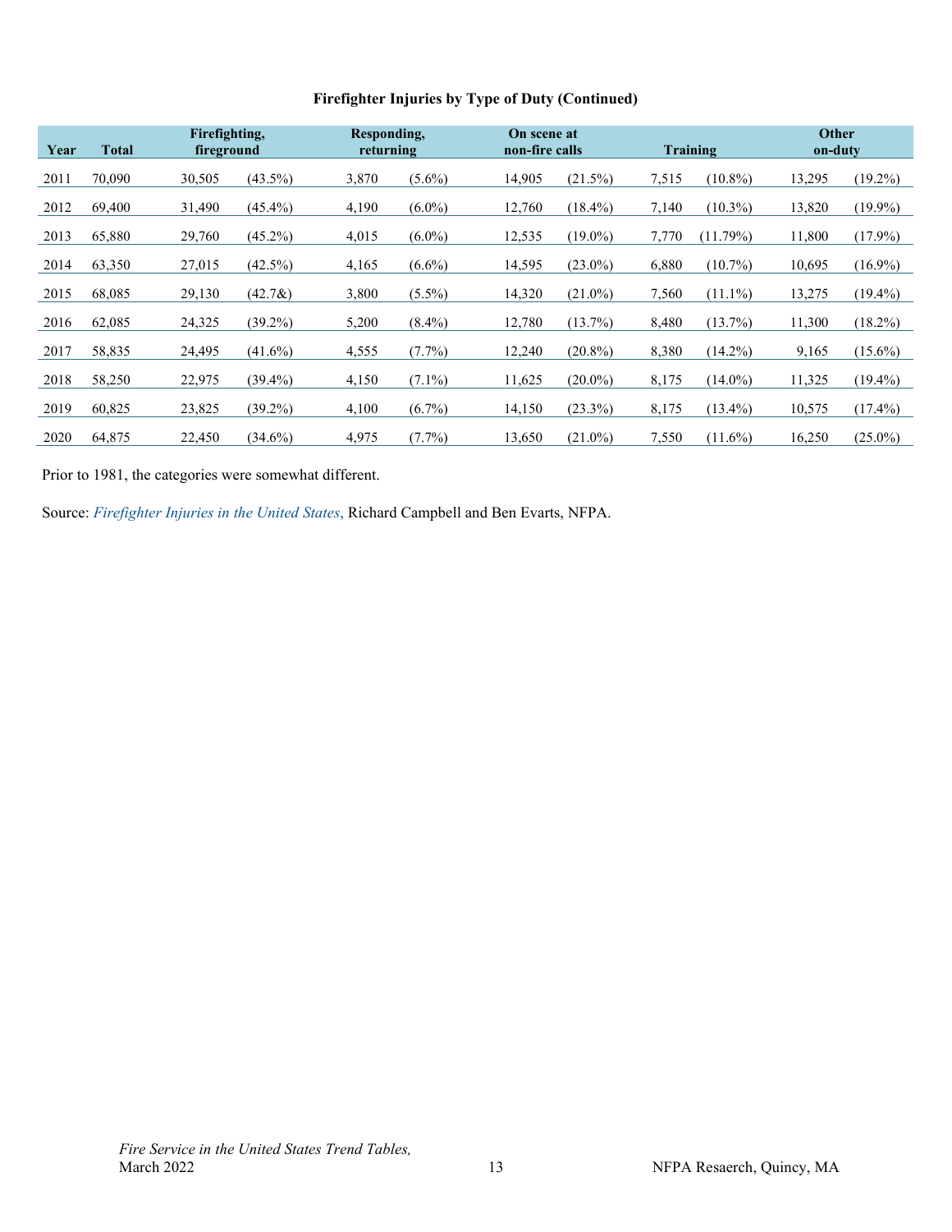**Firefighter Injuries by Type of Duty (Continued)**

| Year | Total | Firefighting, fireground | | Responding, returning | | On scene at non-fire calls | | Training | | Other on-duty | |
|---|---|---|---|---|---|---|---|---|---|---|---|
| 2011 | 70,090 | 30,505 | (43.5%) | 3,870 | (5.6%) | 14,905 | (21.5%) | 7,515 | (10.8%) | 13,295 | (19.2%) |
| 2012 | 69,400 | 31,490 | (45.4%) | 4,190 | (6.0%) | 12,760 | (18.4%) | 7,140 | (10.3%) | 13,820 | (19.9%) |
| 2013 | 65,880 | 29,760 | (45.2%) | 4,015 | (6.0%) | 12,535 | (19.0%) | 7,770 | (11.79%) | 11,800 | (17.9%) |
| 2014 | 63,350 | 27,015 | (42.5%) | 4,165 | (6.6%) | 14,595 | (23.0%) | 6,880 | (10.7%) | 10,695 | (16.9%) |
| 2015 | 68,085 | 29,130 | (42.7&) | 3,800 | (5.5%) | 14,320 | (21.0%) | 7,560 | (11.1%) | 13,275 | (19.4%) |
| 2016 | 62,085 | 24,325 | (39.2%) | 5,200 | (8.4%) | 12,780 | (13.7%) | 8,480 | (13.7%) | 11,300 | (18.2%) |
| 2017 | 58,835 | 24,495 | (41.6%) | 4,555 | (7.7%) | 12,240 | (20.8%) | 8,380 | (14.2%) | 9,165 | (15.6%) |
| 2018 | 58,250 | 22,975 | (39.4%) | 4,150 | (7.1%) | 11,625 | (20.0%) | 8,175 | (14.0%) | 11,325 | (19.4%) |
| 2019 | 60,825 | 23,825 | (39.2%) | 4,100 | (6.7%) | 14,150 | (23.3%) | 8,175 | (13.4%) | 10,575 | (17.4%) |
| 2020 | 64,875 | 22,450 | (34.6%) | 4,975 | (7.7%) | 13,650 | (21.0%) | 7,550 | (11.6%) | 16,250 | (25.0%) |

Prior to 1981, the categories were somewhat different.

Source: *Firefighter Injuries in the United States*, Richard Campbell and Ben Evarts, NFPA.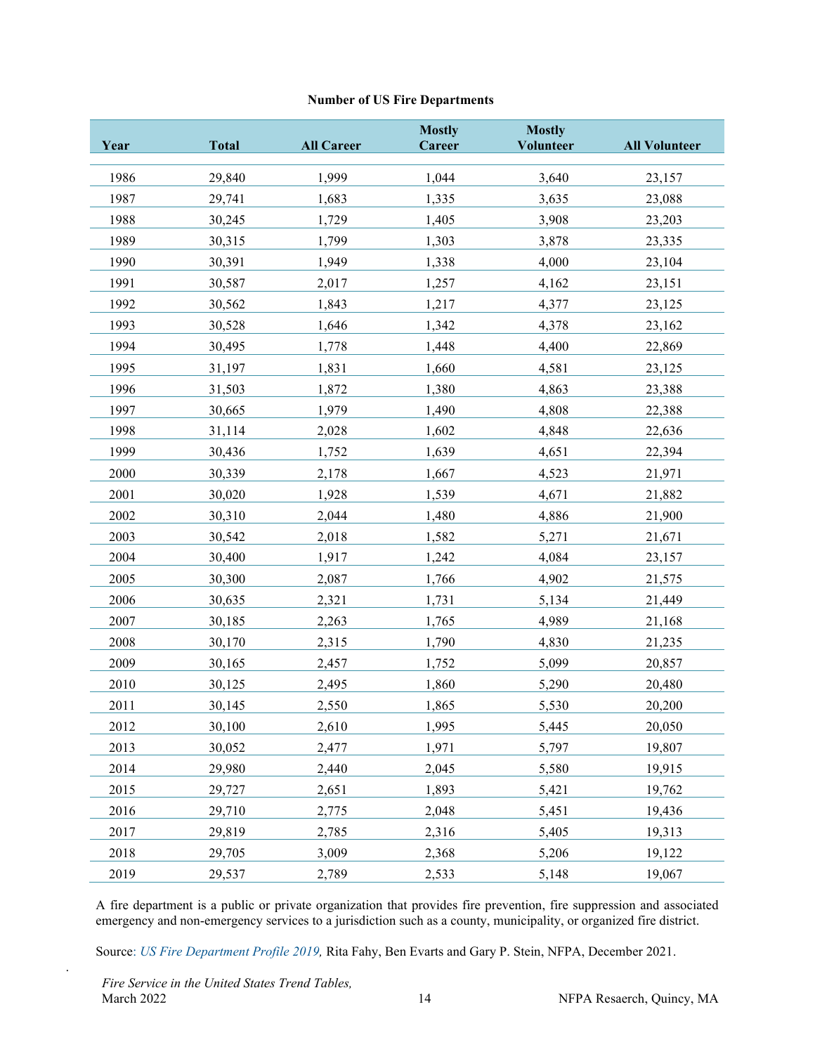**Number of US Fire Departments**

| Year | Total | All Career | Mostly Career | Mostly Volunteer | All Volunteer |
|---|---|---|---|---|---|
| 1986 | 29,840 | 1,999 | 1,044 | 3,640 | 23,157 |
| 1987 | 29,741 | 1,683 | 1,335 | 3,635 | 23,088 |
| 1988 | 30,245 | 1,729 | 1,405 | 3,908 | 23,203 |
| 1989 | 30,315 | 1,799 | 1,303 | 3,878 | 23,335 |
| 1990 | 30,391 | 1,949 | 1,338 | 4,000 | 23,104 |
| 1991 | 30,587 | 2,017 | 1,257 | 4,162 | 23,151 |
| 1992 | 30,562 | 1,843 | 1,217 | 4,377 | 23,125 |
| 1993 | 30,528 | 1,646 | 1,342 | 4,378 | 23,162 |
| 1994 | 30,495 | 1,778 | 1,448 | 4,400 | 22,869 |
| 1995 | 31,197 | 1,831 | 1,660 | 4,581 | 23,125 |
| 1996 | 31,503 | 1,872 | 1,380 | 4,863 | 23,388 |
| 1997 | 30,665 | 1,979 | 1,490 | 4,808 | 22,388 |
| 1998 | 31,114 | 2,028 | 1,602 | 4,848 | 22,636 |
| 1999 | 30,436 | 1,752 | 1,639 | 4,651 | 22,394 |
| 2000 | 30,339 | 2,178 | 1,667 | 4,523 | 21,971 |
| 2001 | 30,020 | 1,928 | 1,539 | 4,671 | 21,882 |
| 2002 | 30,310 | 2,044 | 1,480 | 4,886 | 21,900 |
| 2003 | 30,542 | 2,018 | 1,582 | 5,271 | 21,671 |
| 2004 | 30,400 | 1,917 | 1,242 | 4,084 | 23,157 |
| 2005 | 30,300 | 2,087 | 1,766 | 4,902 | 21,575 |
| 2006 | 30,635 | 2,321 | 1,731 | 5,134 | 21,449 |
| 2007 | 30,185 | 2,263 | 1,765 | 4,989 | 21,168 |
| 2008 | 30,170 | 2,315 | 1,790 | 4,830 | 21,235 |
| 2009 | 30,165 | 2,457 | 1,752 | 5,099 | 20,857 |
| 2010 | 30,125 | 2,495 | 1,860 | 5,290 | 20,480 |
| 2011 | 30,145 | 2,550 | 1,865 | 5,530 | 20,200 |
| 2012 | 30,100 | 2,610 | 1,995 | 5,445 | 20,050 |
| 2013 | 30,052 | 2,477 | 1,971 | 5,797 | 19,807 |
| 2014 | 29,980 | 2,440 | 2,045 | 5,580 | 19,915 |
| 2015 | 29,727 | 2,651 | 1,893 | 5,421 | 19,762 |
| 2016 | 29,710 | 2,775 | 2,048 | 5,451 | 19,436 |
| 2017 | 29,819 | 2,785 | 2,316 | 5,405 | 19,313 |
| 2018 | 29,705 | 3,009 | 2,368 | 5,206 | 19,122 |
| 2019 | 29,537 | 2,789 | 2,533 | 5,148 | 19,067 |

A fire department is a public or private organization that provides fire prevention, fire suppression and associated emergency and non-emergency services to a jurisdiction such as a county, municipality, or organized fire district.

Source: *US Fire Department Profile 2019,* Rita Fahy, Ben Evarts and Gary P. Stein, NFPA, December 2021.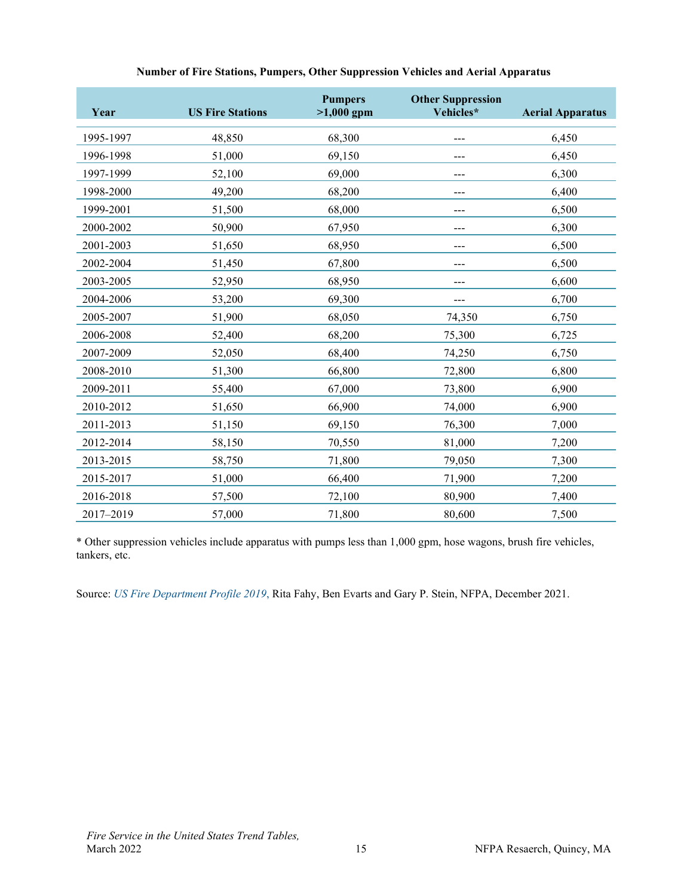**Number of Fire Stations, Pumpers, Other Suppression Vehicles and Aerial Apparatus**

| Year | US Fire Stations | Pumpers >1,000 gpm | Other Suppression Vehicles* | Aerial Apparatus |
|---|---|---|---|---|
| 1995-1997 | 48,850 | 68,300 | --- | 6,450 |
| 1996-1998 | 51,000 | 69,150 | --- | 6,450 |
| 1997-1999 | 52,100 | 69,000 | --- | 6,300 |
| 1998-2000 | 49,200 | 68,200 | --- | 6,400 |
| 1999-2001 | 51,500 | 68,000 | --- | 6,500 |
| 2000-2002 | 50,900 | 67,950 | --- | 6,300 |
| 2001-2003 | 51,650 | 68,950 | --- | 6,500 |
| 2002-2004 | 51,450 | 67,800 | --- | 6,500 |
| 2003-2005 | 52,950 | 68,950 | --- | 6,600 |
| 2004-2006 | 53,200 | 69,300 | --- | 6,700 |
| 2005-2007 | 51,900 | 68,050 | 74,350 | 6,750 |
| 2006-2008 | 52,400 | 68,200 | 75,300 | 6,725 |
| 2007-2009 | 52,050 | 68,400 | 74,250 | 6,750 |
| 2008-2010 | 51,300 | 66,800 | 72,800 | 6,800 |
| 2009-2011 | 55,400 | 67,000 | 73,800 | 6,900 |
| 2010-2012 | 51,650 | 66,900 | 74,000 | 6,900 |
| 2011-2013 | 51,150 | 69,150 | 76,300 | 7,000 |
| 2012-2014 | 58,150 | 70,550 | 81,000 | 7,200 |
| 2013-2015 | 58,750 | 71,800 | 79,050 | 7,300 |
| 2015-2017 | 51,000 | 66,400 | 71,900 | 7,200 |
| 2016-2018 | 57,500 | 72,100 | 80,900 | 7,400 |
| 2017–2019 | 57,000 | 71,800 | 80,600 | 7,500 |

* Other suppression vehicles include apparatus with pumps less than 1,000 gpm, hose wagons, brush fire vehicles, tankers, etc.

Source: *US Fire Department Profile 2019*, Rita Fahy, Ben Evarts and Gary P. Stein, NFPA, December 2021.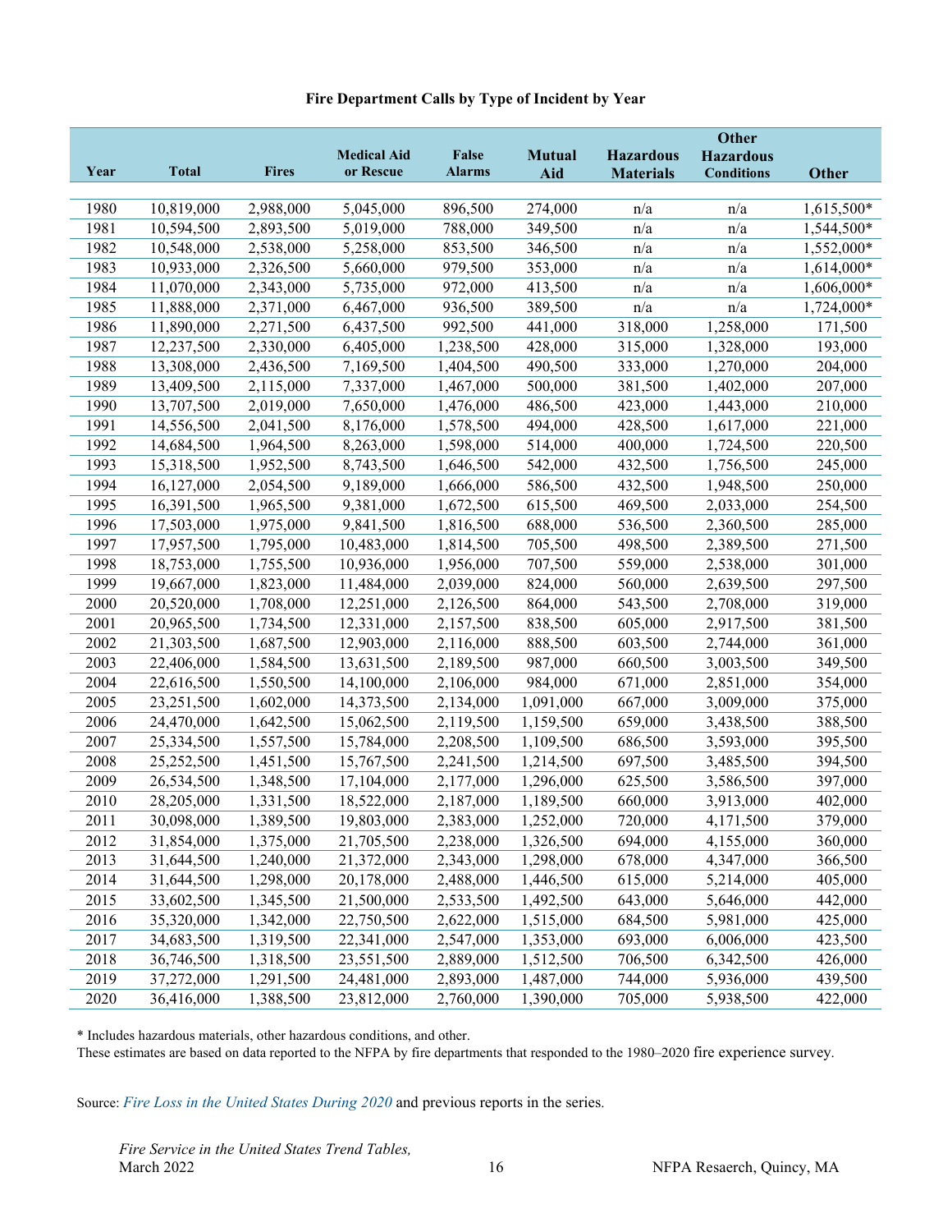**Fire Department Calls by Type of Incident by Year**

| Year | Total | Fires | Medical Aid or Rescue | False Alarms | Mutual Aid | Hazardous Materials | Other Hazardous Conditions | Other |
|---|---|---|---|---|---|---|---|---|
| 1980 | 10,819,000 | 2,988,000 | 5,045,000 | 896,500 | 274,000 | n/a | n/a | 1,615,500* |
| 1981 | 10,594,500 | 2,893,500 | 5,019,000 | 788,000 | 349,500 | n/a | n/a | 1,544,500* |
| 1982 | 10,548,000 | 2,538,000 | 5,258,000 | 853,500 | 346,500 | n/a | n/a | 1,552,000* |
| 1983 | 10,933,000 | 2,326,500 | 5,660,000 | 979,500 | 353,000 | n/a | n/a | 1,614,000* |
| 1984 | 11,070,000 | 2,343,000 | 5,735,000 | 972,000 | 413,500 | n/a | n/a | 1,606,000* |
| 1985 | 11,888,000 | 2,371,000 | 6,467,000 | 936,500 | 389,500 | n/a | n/a | 1,724,000* |
| 1986 | 11,890,000 | 2,271,500 | 6,437,500 | 992,500 | 441,000 | 318,000 | 1,258,000 | 171,500 |
| 1987 | 12,237,500 | 2,330,000 | 6,405,000 | 1,238,500 | 428,000 | 315,000 | 1,328,000 | 193,000 |
| 1988 | 13,308,000 | 2,436,500 | 7,169,500 | 1,404,500 | 490,500 | 333,000 | 1,270,000 | 204,000 |
| 1989 | 13,409,500 | 2,115,000 | 7,337,000 | 1,467,000 | 500,000 | 381,500 | 1,402,000 | 207,000 |
| 1990 | 13,707,500 | 2,019,000 | 7,650,000 | 1,476,000 | 486,500 | 423,000 | 1,443,000 | 210,000 |
| 1991 | 14,556,500 | 2,041,500 | 8,176,000 | 1,578,500 | 494,000 | 428,500 | 1,617,000 | 221,000 |
| 1992 | 14,684,500 | 1,964,500 | 8,263,000 | 1,598,000 | 514,000 | 400,000 | 1,724,500 | 220,500 |
| 1993 | 15,318,500 | 1,952,500 | 8,743,500 | 1,646,500 | 542,000 | 432,500 | 1,756,500 | 245,000 |
| 1994 | 16,127,000 | 2,054,500 | 9,189,000 | 1,666,000 | 586,500 | 432,500 | 1,948,500 | 250,000 |
| 1995 | 16,391,500 | 1,965,500 | 9,381,000 | 1,672,500 | 615,500 | 469,500 | 2,033,000 | 254,500 |
| 1996 | 17,503,000 | 1,975,000 | 9,841,500 | 1,816,500 | 688,000 | 536,500 | 2,360,500 | 285,000 |
| 1997 | 17,957,500 | 1,795,000 | 10,483,000 | 1,814,500 | 705,500 | 498,500 | 2,389,500 | 271,500 |
| 1998 | 18,753,000 | 1,755,500 | 10,936,000 | 1,956,000 | 707,500 | 559,000 | 2,538,000 | 301,000 |
| 1999 | 19,667,000 | 1,823,000 | 11,484,000 | 2,039,000 | 824,000 | 560,000 | 2,639,500 | 297,500 |
| 2000 | 20,520,000 | 1,708,000 | 12,251,000 | 2,126,500 | 864,000 | 543,500 | 2,708,000 | 319,000 |
| 2001 | 20,965,500 | 1,734,500 | 12,331,000 | 2,157,500 | 838,500 | 605,000 | 2,917,500 | 381,500 |
| 2002 | 21,303,500 | 1,687,500 | 12,903,000 | 2,116,000 | 888,500 | 603,500 | 2,744,000 | 361,000 |
| 2003 | 22,406,000 | 1,584,500 | 13,631,500 | 2,189,500 | 987,000 | 660,500 | 3,003,500 | 349,500 |
| 2004 | 22,616,500 | 1,550,500 | 14,100,000 | 2,106,000 | 984,000 | 671,000 | 2,851,000 | 354,000 |
| 2005 | 23,251,500 | 1,602,000 | 14,373,500 | 2,134,000 | 1,091,000 | 667,000 | 3,009,000 | 375,000 |
| 2006 | 24,470,000 | 1,642,500 | 15,062,500 | 2,119,500 | 1,159,500 | 659,000 | 3,438,500 | 388,500 |
| 2007 | 25,334,500 | 1,557,500 | 15,784,000 | 2,208,500 | 1,109,500 | 686,500 | 3,593,000 | 395,500 |
| 2008 | 25,252,500 | 1,451,500 | 15,767,500 | 2,241,500 | 1,214,500 | 697,500 | 3,485,500 | 394,500 |
| 2009 | 26,534,500 | 1,348,500 | 17,104,000 | 2,177,000 | 1,296,000 | 625,500 | 3,586,500 | 397,000 |
| 2010 | 28,205,000 | 1,331,500 | 18,522,000 | 2,187,000 | 1,189,500 | 660,000 | 3,913,000 | 402,000 |
| 2011 | 30,098,000 | 1,389,500 | 19,803,000 | 2,383,000 | 1,252,000 | 720,000 | 4,171,500 | 379,000 |
| 2012 | 31,854,000 | 1,375,000 | 21,705,500 | 2,238,000 | 1,326,500 | 694,000 | 4,155,000 | 360,000 |
| 2013 | 31,644,500 | 1,240,000 | 21,372,000 | 2,343,000 | 1,298,000 | 678,000 | 4,347,000 | 366,500 |
| 2014 | 31,644,500 | 1,298,000 | 20,178,000 | 2,488,000 | 1,446,500 | 615,000 | 5,214,000 | 405,000 |
| 2015 | 33,602,500 | 1,345,500 | 21,500,000 | 2,533,500 | 1,492,500 | 643,000 | 5,646,000 | 442,000 |
| 2016 | 35,320,000 | 1,342,000 | 22,750,500 | 2,622,000 | 1,515,000 | 684,500 | 5,981,000 | 425,000 |
| 2017 | 34,683,500 | 1,319,500 | 22,341,000 | 2,547,000 | 1,353,000 | 693,000 | 6,006,000 | 423,500 |
| 2018 | 36,746,500 | 1,318,500 | 23,551,500 | 2,889,000 | 1,512,500 | 706,500 | 6,342,500 | 426,000 |
| 2019 | 37,272,000 | 1,291,500 | 24,481,000 | 2,893,000 | 1,487,000 | 744,000 | 5,936,000 | 439,500 |
| 2020 | 36,416,000 | 1,388,500 | 23,812,000 | 2,760,000 | 1,390,000 | 705,000 | 5,938,500 | 422,000 |

* Includes hazardous materials, other hazardous conditions, and other.

These estimates are based on data reported to the NFPA by fire departments that responded to the 1980–2020 fire experience survey.

Source: *Fire Loss in the United States During 2020* and previous reports in the series.